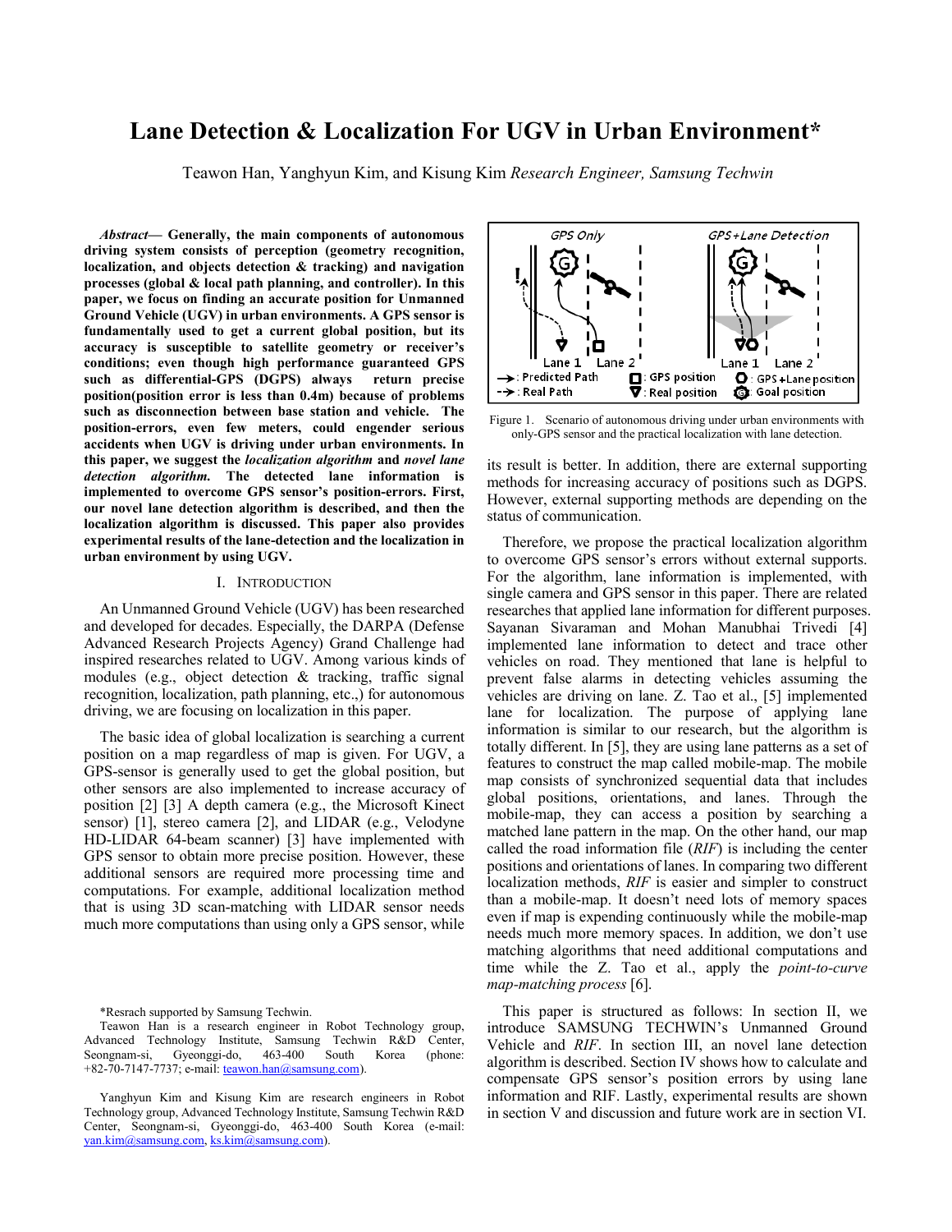# Lane Detection & Localization For UGV in Urban Environment*

Teawon Han, Yanghyun Kim, and Kisung Kim *Research Engineer, Samsung Techwin*

***Abstract*— Generally, the main components of autonomous driving system consists of perception (geometry recognition, localization, and objects detection & tracking) and navigation processes (global & local path planning, and controller). In this paper, we focus on finding an accurate position for Unmanned Ground Vehicle (UGV) in urban environments. A GPS sensor is fundamentally used to get a current global position, but its accuracy is susceptible to satellite geometry or receiver's conditions; even though high performance guaranteed GPS such as differential-GPS (DGPS) always return precise position(position error is less than 0.4m) because of problems such as disconnection between base station and vehicle. The position-errors, even few meters, could engender serious accidents when UGV is driving under urban environments. In this paper, we suggest the *localization algorithm* and *novel lane detection algorithm.* The detected lane information is implemented to overcome GPS sensor's position-errors. First, our novel lane detection algorithm is described, and then the localization algorithm is discussed. This paper also provides experimental results of the lane-detection and the localization in urban environment by using UGV.**

## I. Introduction

An Unmanned Ground Vehicle (UGV) has been researched and developed for decades. Especially, the DARPA (Defense Advanced Research Projects Agency) Grand Challenge had inspired researches related to UGV. Among various kinds of modules (e.g., object detection & tracking, traffic signal recognition, localization, path planning, etc.,) for autonomous driving, we are focusing on localization in this paper.

The basic idea of global localization is searching a current position on a map regardless of map is given. For UGV, a GPS-sensor is generally used to get the global position, but other sensors are also implemented to increase accuracy of position [2] [3] A depth camera (e.g., the Microsoft Kinect sensor) [1], stereo camera [2], and LIDAR (e.g., Velodyne HD-LIDAR 64-beam scanner) [3] have implemented with GPS sensor to obtain more precise position. However, these additional sensors are required more processing time and computations. For example, additional localization method that is using 3D scan-matching with LIDAR sensor needs much more computations than using only a GPS sensor, while its result is better. In addition, there are external supporting methods for increasing accuracy of positions such as DGPS. However, external supporting methods are depending on the status of communication.

Therefore, we propose the practical localization algorithm to overcome GPS sensor's errors without external supports. For the algorithm, lane information is implemented, with single camera and GPS sensor in this paper. There are related researches that applied lane information for different purposes. Sayanan Sivaraman and Mohan Manubhai Trivedi [4] implemented lane information to detect and trace other vehicles on road. They mentioned that lane is helpful to prevent false alarms in detecting vehicles assuming the vehicles are driving on lane. Z. Tao et al., [5] implemented lane for localization. The purpose of applying lane information is similar to our research, but the algorithm is totally different. In [5], they are using lane patterns as a set of features to construct the map called mobile-map. The mobile map consists of synchronized sequential data that includes global positions, orientations, and lanes. Through the mobile-map, they can access a position by searching a matched lane pattern in the map. On the other hand, our map called the road information file (*RIF*) is including the center positions and orientations of lanes. In comparing two different localization methods, *RIF* is easier and simpler to construct than a mobile-map. It doesn't need lots of memory spaces even if map is expending continuously while the mobile-map needs much more memory spaces. In addition, we don't use matching algorithms that need additional computations and time while the Z. Tao et al., apply the *point-to-curve map-matching process* [6].

This paper is structured as follows: In section II, we introduce SAMSUNG TECHWIN's Unmanned Ground Vehicle and *RIF*. In section III, an novel lane detection algorithm is described. Section IV shows how to calculate and compensate GPS sensor's position errors by using lane information and RIF. Lastly, experimental results are shown in section V and discussion and future work are in section VI.

Figure 1. Scenario of autonomous driving under urban environments with only-GPS sensor and the practical localization with lane detection.

*Resrach supported by Samsung Techwin.

Teawon Han is a research engineer in Robot Technology group, Advanced Technology Institute, Samsung Techwin R&D Center, Seongnam-si, Gyeonggi-do, 463-400 South Korea (phone: +82-70-7147-7737; e-mail: teawon.han@samsung.com).

Yanghyun Kim and Kisung Kim are research engineers in Robot Technology group, Advanced Technology Institute, Samsung Techwin R&D Center, Seongnam-si, Gyeonggi-do, 463-400 South Korea (e-mail: yan.kim@samsung.com, ks.kim@samsung.com).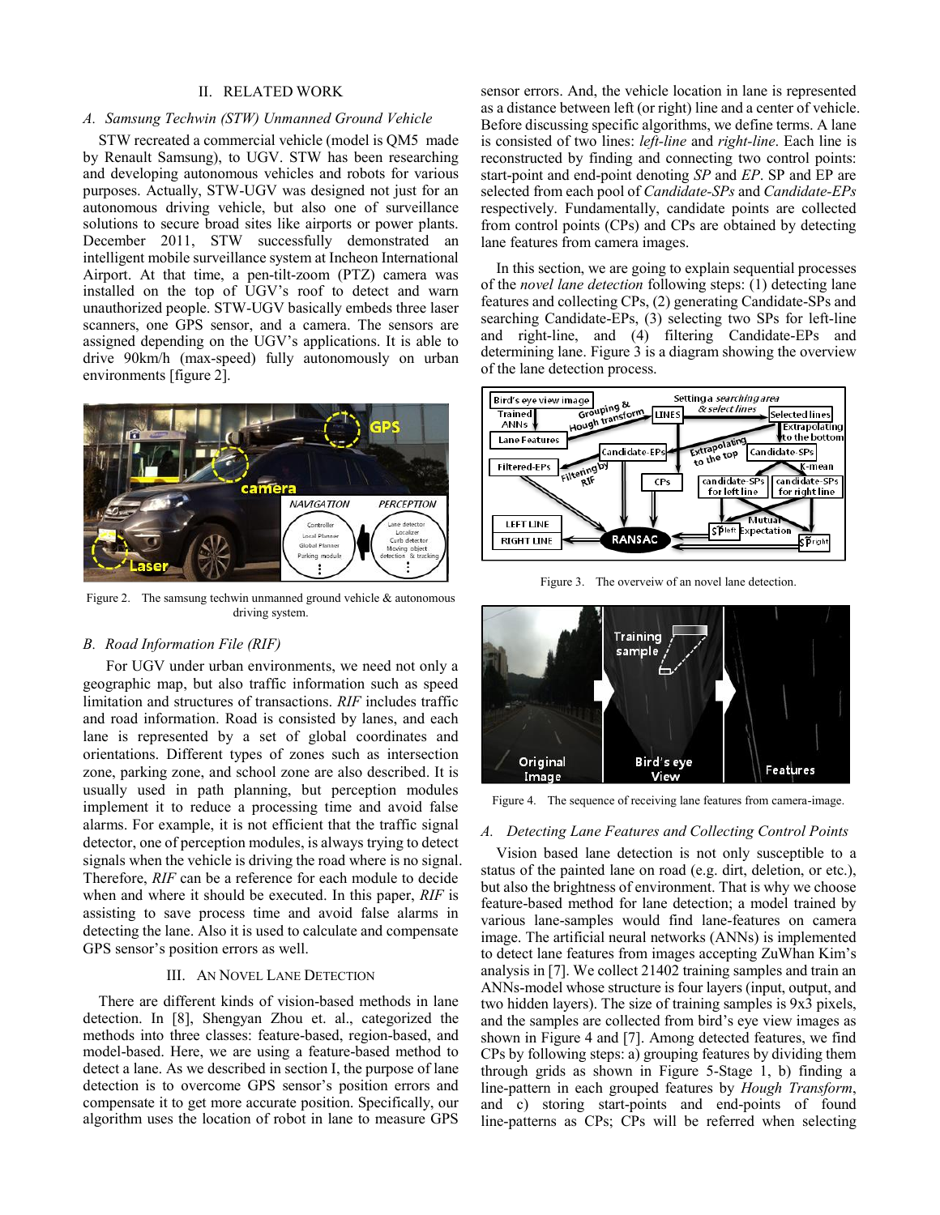## II. RELATED WORK

### A. Samsung Techwin (STW) Unmanned Ground Vehicle

STW recreated a commercial vehicle (model is QM5 made by Renault Samsung), to UGV. STW has been researching and developing autonomous vehicles and robots for various purposes. Actually, STW-UGV was designed not just for an autonomous driving vehicle, but also one of surveillance solutions to secure broad sites like airports or power plants. December 2011, STW successfully demonstrated an intelligent mobile surveillance system at Incheon International Airport. At that time, a pen-tilt-zoom (PTZ) camera was installed on the top of UGV's roof to detect and warn unauthorized people. STW-UGV basically embeds three laser scanners, one GPS sensor, and a camera. The sensors are assigned depending on the UGV's applications. It is able to drive 90km/h (max-speed) fully autonomously on urban environments [figure 2].

Figure 2. The samsung techwin unmanned ground vehicle & autonomous driving system.

### B. Road Information File (RIF)

For UGV under urban environments, we need not only a geographic map, but also traffic information such as speed limitation and structures of transactions. *RIF* includes traffic and road information. Road is consisted by lanes, and each lane is represented by a set of global coordinates and orientations. Different types of zones such as intersection zone, parking zone, and school zone are also described. It is usually used in path planning, but perception modules implement it to reduce a processing time and avoid false alarms. For example, it is not efficient that the traffic signal detector, one of perception modules, is always trying to detect signals when the vehicle is driving the road where is no signal. Therefore, *RIF* can be a reference for each module to decide when and where it should be executed. In this paper, *RIF* is assisting to save process time and avoid false alarms in detecting the lane. Also it is used to calculate and compensate GPS sensor's position errors as well.

## III. AN NOVEL LANE DETECTION

There are different kinds of vision-based methods in lane detection. In [8], Shengyan Zhou et. al., categorized the methods into three classes: feature-based, region-based, and model-based. Here, we are using a feature-based method to detect a lane. As we described in section I, the purpose of lane detection is to overcome GPS sensor's position errors and compensate it to get more accurate position. Specifically, our algorithm uses the location of robot in lane to measure GPS sensor errors. And, the vehicle location in lane is represented as a distance between left (or right) line and a center of vehicle. Before discussing specific algorithms, we define terms. A lane is consisted of two lines: *left-line* and *right-line*. Each line is reconstructed by finding and connecting two control points: start-point and end-point denoting *SP* and *EP*. SP and EP are selected from each pool of *Candidate-SPs* and *Candidate-EPs* respectively. Fundamentally, candidate points are collected from control points (CPs) and CPs are obtained by detecting lane features from camera images.

In this section, we are going to explain sequential processes of the *novel lane detection* following steps: (1) detecting lane features and collecting CPs, (2) generating Candidate-SPs and searching Candidate-EPs, (3) selecting two SPs for left-line and right-line, and (4) filtering Candidate-EPs and determining lane. Figure 3 is a diagram showing the overview of the lane detection process.

Figure 3. The overveiw of an novel lane detection.

Figure 4. The sequence of receiving lane features from camera-image.

### A. Detecting Lane Features and Collecting Control Points

Vision based lane detection is not only susceptible to a status of the painted lane on road (e.g. dirt, deletion, or etc.), but also the brightness of environment. That is why we choose feature-based method for lane detection; a model trained by various lane-samples would find lane-features on camera image. The artificial neural networks (ANNs) is implemented to detect lane features from images accepting ZuWhan Kim's analysis in [7]. We collect 21402 training samples and train an ANNs-model whose structure is four layers (input, output, and two hidden layers). The size of training samples is 9x3 pixels, and the samples are collected from bird's eye view images as shown in Figure 4 and [7]. Among detected features, we find CPs by following steps: a) grouping features by dividing them through grids as shown in Figure 5-Stage 1, b) finding a line-pattern in each grouped features by *Hough Transform*, and c) storing start-points and end-points of found line-patterns as CPs; CPs will be referred when selecting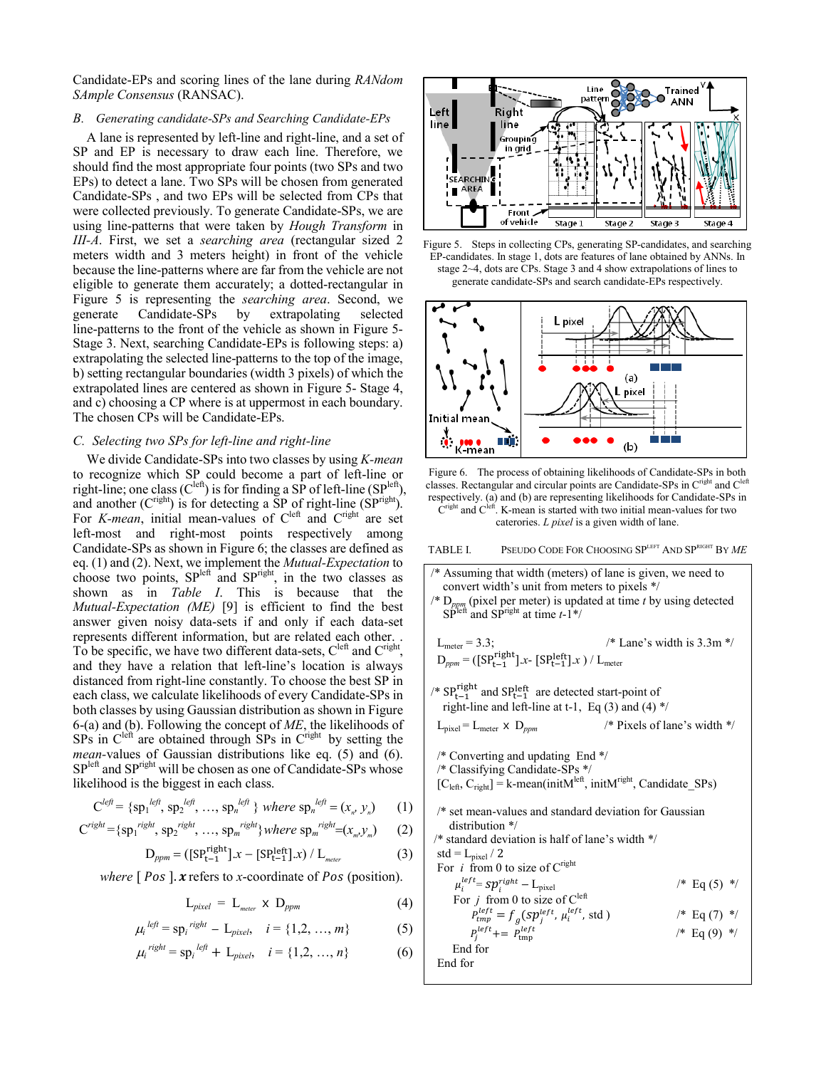Candidate-EPs and scoring lines of the lane during *RANdom SAmple Consensus* (RANSAC).

### *B. Generating candidate-SPs and Searching Candidate-EPs*

A lane is represented by left-line and right-line, and a set of SP and EP is necessary to draw each line. Therefore, we should find the most appropriate four points (two SPs and two EPs) to detect a lane. Two SPs will be chosen from generated Candidate-SPs , and two EPs will be selected from CPs that were collected previously. To generate Candidate-SPs, we are using line-patterns that were taken by *Hough Transform* in *III-A*. First, we set a *searching area* (rectangular sized 2 meters width and 3 meters height) in front of the vehicle because the line-patterns where are far from the vehicle are not eligible to generate them accurately; a dotted-rectangular in Figure 5 is representing the *searching area*. Second, we generate Candidate-SPs by extrapolating selected line-patterns to the front of the vehicle as shown in Figure 5-Stage 3. Next, searching Candidate-EPs is following steps: a) extrapolating the selected line-patterns to the top of the image, b) setting rectangular boundaries (width 3 pixels) of which the extrapolated lines are centered as shown in Figure 5- Stage 4, and c) choosing a CP where is at uppermost in each boundary. The chosen CPs will be Candidate-EPs.

### *C. Selecting two SPs for left-line and right-line*

We divide Candidate-SPs into two classes by using *K-mean* to recognize which SP could become a part of left-line or right-line; one class ($C^{left}$) is for finding a SP of left-line ($SP^{left}$), and another ($C^{right}$) is for detecting a SP of right-line ($SP^{right}$). For *K-mean*, initial mean-values of $C^{left}$ and $C^{right}$ are set left-most and right-most points respectively among Candidate-SPs as shown in Figure 6; the classes are defined as eq. (1) and (2). Next, we implement the *Mutual-Expectation* to choose two points, $SP^{left}$ and $SP^{right}$, in the two classes as shown as in *Table I*. This is because that the *Mutual-Expectation (ME)* [9] is efficient to find the best answer given noisy data-sets if and only if each data-set represents different information, but are related each other. . To be specific, we have two different data-sets, $C^{left}$ and $C^{right}$, and they have a relation that left-line's location is always distanced from right-line constantly. To choose the best SP in each class, we calculate likelihoods of every Candidate-SPs in both classes by using Gaussian distribution as shown in Figure 6-(a) and (b). Following the concept of *ME*, the likelihoods of SPs in $C^{left}$ are obtained through SPs in $C^{right}$ by setting the *mean*-values of Gaussian distributions like eq. (5) and (6). $SP^{left}$ and $SP^{right}$ will be chosen as one of Candidate-SPs whose likelihood is the biggest in each class.

$$C^{left} = \{sp_1^{left}, sp_2^{left}, \ldots, sp_n^{left}\} \text{ where } sp_n^{left} = (x_n, y_n) \quad (1)$$

$$C^{right} = \{sp_1^{right}, sp_2^{right}, \ldots, sp_m^{right}\} \text{ where } sp_m^{right} = (x_m, y_m) \quad (2)$$

$$D_{ppm} = ([SP_{t-1}^{right}].x - [SP_{t-1}^{left}].x) / L_{meter} \quad (3)$$

*where* [ *Pos* ]. ***x*** refers to *x*-coordinate of *Pos* (position).

$$L_{pixel} = L_{meter} \times D_{ppm} \quad (4)$$

$$\mu_i^{left} = sp_i^{right} - L_{pixel}, \quad i = \{1,2, \ldots, m\} \quad (5)$$

$$\mu_i^{right} = sp_i^{left} + L_{pixel}, \quad i = \{1,2, \ldots, n\} \quad (6)$$

Figure 5. Steps in collecting CPs, generating SP-candidates, and searching EP-candidates. In stage 1, dots are features of lane obtained by ANNs. In stage 2~4, dots are CPs. Stage 3 and 4 show extrapolations of lines to generate candidate-SPs and search candidate-EPs respectively.

Figure 6. The process of obtaining likelihoods of Candidate-SPs in both classes. Rectangular and circular points are Candidate-SPs in $C^{right}$ and $C^{left}$ respectively. (a) and (b) are representing likelihoods for Candidate-SPs in $C^{right}$ and $C^{left}$. K-mean is started with two initial mean-values for two caterories. *L pixel* is a given width of lane.

TABLE I. PSEUDO CODE FOR CHOOSING $SP^{LEFT}$ AND $SP^{RIGHT}$ BY *ME*

```
/* Assuming that width (meters) of lane is given, we need to
   convert width's unit from meters to pixels */
/* D_ppm (pixel per meter) is updated at time t by using detected
   SP^left and SP^right at time t-1 */

L_meter = 3.3;                              /* Lane's width is 3.3m */
D_ppm = ([SP^right_{t-1}].x- [SP^left_{t-1}].x ) / L_meter

/* SP^right_{t-1} and SP^left_{t-1} are detected start-point of
   right-line and left-line at t-1, Eq (3) and (4) */

L_pixel = L_meter × D_ppm                   /* Pixels of lane's width */

/* Converting and updating End */
/* Classifying Candidate-SPs */
[C_left, C_right] = k-mean(initM^left, initM^right, Candidate_SPs)

/* set mean-values and standard deviation for Gaussian
   distribution */
/* standard deviation is half of lane's width */
std = L_pixel / 2
For i from 0 to size of C^right
    μ_i^left = sp_i^right − L_pixel                       /* Eq (5) */
    For j from 0 to size of C^left
        P_tmp^left = f_g(sp_j^left, μ_i^left, std )       /* Eq (7) */
        P_j^left += P_tmp^left                            /* Eq (9) */
    End for
End for
```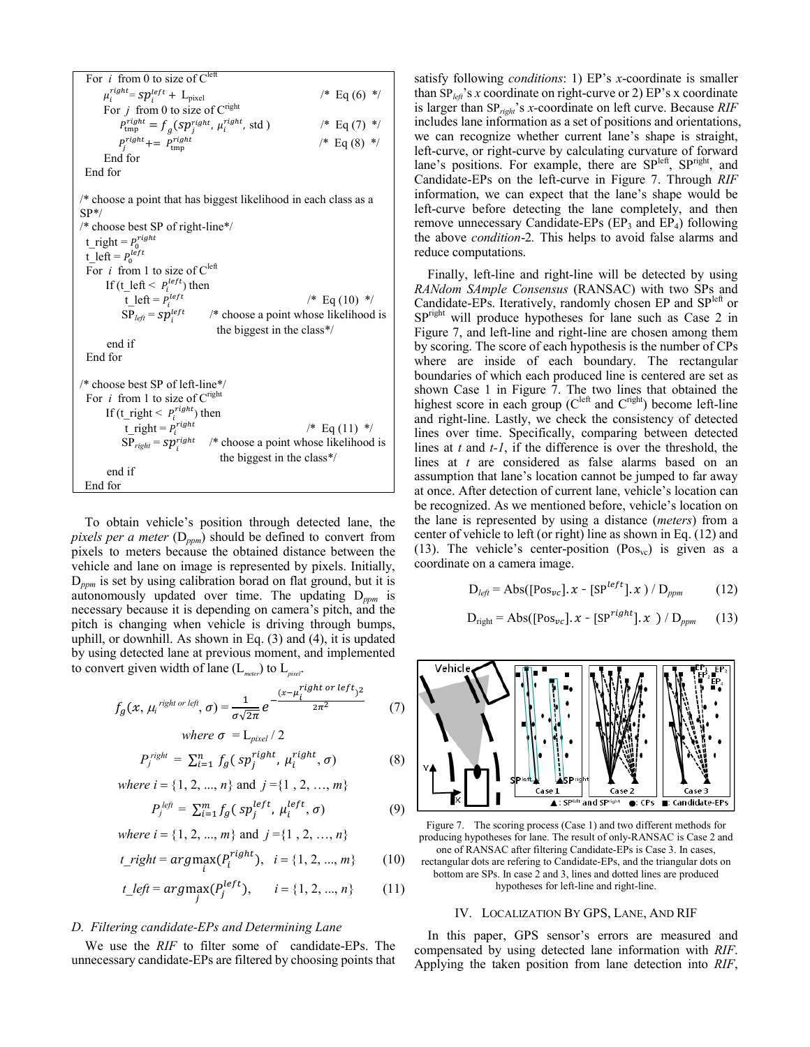```
 For  i  from 0 to size of C^left
     μ_i^right = sp_i^left + L_pixel                        /* Eq (6)  */
     For  j  from 0 to size of C^right
         P_tmp^right = f_g(sp_j^right, μ_i^right, std )     /* Eq (7)  */
         P_j^right += P_tmp^right                           /* Eq (8)  */
     End for
 End for

/* choose a point that has biggest likelihood in each class as a SP*/
/* choose best SP of right-line*/
 t_right = P_0^right
 t_left = P_0^left
 For  i  from 1 to size of C^left
     If (t_left <  P_i^left) then
         t_left = P_i^left                                  /* Eq (10)  */
         SP_left = sp_i^left      /* choose a point whose likelihood is
                                     the biggest in the class*/
     end if
 End for

/* choose best SP of left-line*/
 For  i  from 1 to size of C^right
     If (t_right <  P_i^right) then
         t_right = P_i^right                                /* Eq (11)  */
         SP_right = sp_i^right    /* choose a point whose likelihood is
                                     the biggest in the class*/
     end if
 End for
```

To obtain vehicle's position through detected lane, the *pixels per a meter* ($D_{ppm}$) should be defined to convert from pixels to meters because the obtained distance between the vehicle and lane on image is represented by pixels. Initially, $D_{ppm}$ is set by using calibration borad on flat ground, but it is autonomously updated over time. The updating $D_{ppm}$ is necessary because it is depending on camera's pitch, and the pitch is changing when vehicle is driving through bumps, uphill, or downhill. As shown in Eq. (3) and (4), it is updated by using detected lane at previous moment, and implemented to convert given width of lane ($L_{meter}$) to $L_{pixel}$.

$$f_g(x, \mu_i^{right\ or\ left}, \sigma) = \frac{1}{\sigma\sqrt{2\pi}} e^{-\frac{(x-\mu_i^{right\ or\ left})^2}{2\pi^2}} \quad (7)$$

$$\text{where } \sigma = L_{pixel} / 2$$

$$P_j^{right} = \sum_{i=1}^{n} f_g(sp_j^{right}, \mu_i^{right}, \sigma) \quad (8)$$

*where* $i = \{1, 2, ..., n\}$ and $j = \{1, 2, \ldots, m\}$

$$P_j^{left} = \sum_{i=1}^{m} f_g(sp_j^{left}, \mu_i^{left}, \sigma) \quad (9)$$

*where* $i = \{1, 2, ..., m\}$ and $j = \{1, 2, \ldots, n\}$

$$t\_right = \arg\max_i(P_i^{right}), \quad i = \{1, 2, ..., m\} \quad (10)$$

$$t\_left = \arg\max_j(P_j^{left}), \quad i = \{1, 2, ..., n\} \quad (11)$$

### *D. Filtering candidate-EPs and Determining Lane*

We use the *RIF* to filter some of candidate-EPs. The unnecessary candidate-EPs are filtered by choosing points that satisfy following *conditions*: 1) EP's *x*-coordinate is smaller than $SP_{left}$'s *x* coordinate on right-curve or 2) EP's x coordinate is larger than $SP_{right}$'s *x*-coordinate on left curve. Because *RIF* includes lane information as a set of positions and orientations, we can recognize whether current lane's shape is straight, left-curve, or right-curve by calculating curvature of forward lane's positions. For example, there are $SP^{left}$, $SP^{right}$, and Candidate-EPs on the left-curve in Figure 7. Through *RIF* information, we can expect that the lane's shape would be left-curve before detecting the lane completely, and then remove unnecessary Candidate-EPs ($EP_3$ and $EP_4$) following the above *condition-2.* This helps to avoid false alarms and reduce computations.

Finally, left-line and right-line will be detected by using *RANdom SAmple Consensus* (RANSAC) with two SPs and Candidate-EPs. Iteratively, randomly chosen EP and $SP^{left}$ or $SP^{right}$ will produce hypotheses for lane such as Case 2 in Figure 7, and left-line and right-line are chosen among them by scoring. The score of each hypothesis is the number of CPs where are inside of each boundary. The rectangular boundaries of which each produced line is centered are set as shown Case 1 in Figure 7. The two lines that obtained the highest score in each group ($C^{left}$ and $C^{right}$) become left-line and right-line. Lastly, we check the consistency of detected lines over time. Specifically, comparing between detected lines at *t* and *t-1*, if the difference is over the threshold, the lines at *t* are considered as false alarms based on an assumption that lane's location cannot be jumped to far away at once. After detection of current lane, vehicle's location can be recognized. As we mentioned before, vehicle's location on the lane is represented by using a distance (*meters*) from a center of vehicle to left (or right) line as shown in Eq. (12) and (13). The vehicle's center-position ($Pos_{vc}$) is given as a coordinate on a camera image.

$$D_{left} = \text{Abs}([Pos_{vc}].x - [SP^{left}].x) / D_{ppm} \quad (12)$$

$$D_{right} = \text{Abs}([Pos_{vc}].x - [SP^{right}].x) / D_{ppm} \quad (13)$$

Figure 7. The scoring process (Case 1) and two different methods for producing hypotheses for lane. The result of only-RANSAC is Case 2 and one of RANSAC after filtering Candidate-EPs is Case 3. In cases, rectangular dots are refering to Candidate-EPs, and the triangular dots on bottom are SPs. In case 2 and 3, lines and dotted lines are produced hypotheses for left-line and right-line.

## IV. Localization By GPS, Lane, And RIF

In this paper, GPS sensor's errors are measured and compensated by using detected lane information with *RIF*. Applying the taken position from lane detection into *RIF*,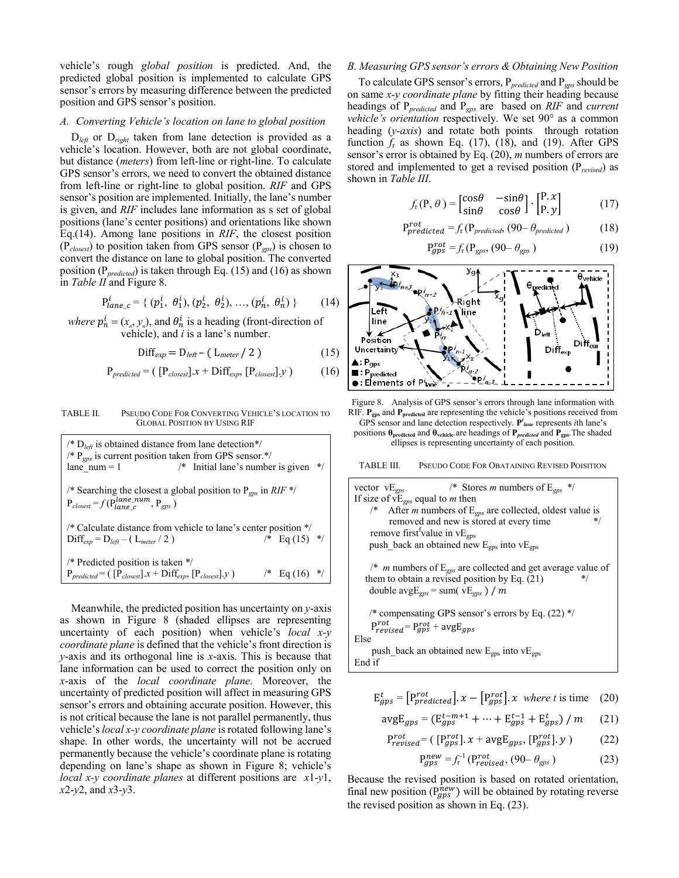vehicle's rough *global position* is predicted. And, the predicted global position is implemented to calculate GPS sensor's errors by measuring difference between the predicted position and GPS sensor's position.

### *A. Converting Vehicle's location on lane to global position*

$D_{left}$ or $D_{right}$ taken from lane detection is provided as a vehicle's location. However, both are not global coordinate, but distance (*meters*) from left-line or right-line. To calculate GPS sensor's errors, we need to convert the obtained distance from left-line or right-line to global position. *RIF* and GPS sensor's position are implemented. Initially, the lane's number is given, and *RIF* includes lane information as s set of global positions (lane's center positions) and orientations like shown Eq.(14). Among lane positions in *RIF*, the closest position ($P_{closest}$) to position taken from GPS sensor ($P_{gps}$) is chosen to convert the distance on lane to global position. The converted position ($P_{predicted}$) is taken through Eq. (15) and (16) as shown in *Table II* and Figure 8.

$$P^{i}_{lane\_c} = \{ (p^{i}_{1},\ \theta^{i}_{1}), (p^{i}_{2},\ \theta^{i}_{2}), \ldots, (p^{i}_{n},\ \theta^{i}_{n}) \} \qquad (14)$$

*where* $p^{i}_{n} = (x_n, y_n)$, and $\theta^{i}_{n}$ is a heading (front-direction of vehicle), and *i* is a lane's number.

$$\text{Diff}_{exp} = D_{left} - ( L_{meter} / 2 ) \qquad (15)$$

$$P_{predicted} = ( [P_{closest}].x + \text{Diff}_{exp}, [P_{closest}].y ) \qquad (16)$$

TABLE II. PSEUDO CODE FOR CONVERTING VEHICLE'S LOCATION TO GLOBAL POSITION BY USING RIF

```
/* D_left is obtained distance from lane detection*/
/* P_gps is current position taken from GPS sensor.*/
lane_num = 1                    /* Initial lane's number is given */

/* Searching the closest a global position to P_gps in RIF */
P_closest = f(P^{lane_num}_{lane_c}, P_gps)

/* Calculate distance from vehicle to lane's center position */
Diff_exp = D_left – ( L_meter / 2 )                   /* Eq (15) */

/* Predicted position is taken */
P_predicted = ( [P_closest].x + Diff_exp, [P_closest].y )   /* Eq (16) */
```

Meanwhile, the predicted position has uncertainty on *y*-axis as shown in Figure 8 (shaded ellipses are representing uncertainty of each position) when vehicle's *local x-y coordinate plane* is defined that the vehicle's front direction is *y*-axis and its orthogonal line is *x*-axis. This is because that lane information can be used to correct the position only on *x*-axis of the *local coordinate plane*. Moreover, the uncertainty of predicted position will affect in measuring GPS sensor's errors and obtaining accurate position. However, this is not critical because the lane is not parallel permanently, thus vehicle's *local x-y coordinate plane* is rotated following lane's shape. In other words, the uncertainty will not be accrued permanently because the vehicle's coordinate plane is rotating depending on lane's shape as shown in Figure 8; vehicle's *local x-y coordinate planes* at different positions are *x*1-*y*1, *x*2-*y*2, and *x*3-*y*3.

### *B. Measuring GPS sensor's errors & Obtaining New Position*

To calculate GPS sensor's errors, $P_{predicted}$ and $P_{gps}$ should be on same *x-y coordinate plane* by fitting their heading because headings of $P_{predicted}$ and $P_{gps}$ are based on *RIF* and *current vehicle's orientation* respectively. We set 90° as a common heading (*y-axis*) and rotate both points through rotation function $f_r$ as shown Eq. (17), (18), and (19). After GPS sensor's error is obtained by Eq. (20), *m* numbers of errors are stored and implemented to get a revised position ($P_{revised}$) as shown in *Table III*.

$$f_r(P, \theta) = \begin{bmatrix} \cos\theta & -\sin\theta \\ \sin\theta & \cos\theta \end{bmatrix} \cdot \begin{bmatrix} P.x \\ P.y \end{bmatrix} \qquad (17)$$

$$P^{rot}_{predicted} = f_r(P_{predicted}, (90 - \theta_{predicted})) \qquad (18)$$

$$P^{rot}_{gps} = f_r(P_{gps}, (90 - \theta_{gps})) \qquad (19)$$

Figure 8. Analysis of GPS sensor's errors through lane information with RIF. $\mathbf{P_{gps}}$ and $\mathbf{P_{predicted}}$ are representing the vehicle's positions received from GPS sensor and lane detection respectively. $\mathbf{P^{i}_{lane}}$ represents *i*th lane's positions $\mathbf{\theta_{predicted}}$ and $\mathbf{\theta_{vehicle}}$ are headings of $\mathbf{P_{predicted}}$ and $\mathbf{P_{gps}}$. The shaded ellipses is representing uncertainty of each position.

TABLE III. PSEUDO CODE FOR OBATAINING REVISED POISITION

```
vector vE_gps            /* Stores m numbers of E_gps */
If size of vE_gps equal to m then
   /* After m numbers of E_gps are collected, oldest value is
      removed and new is stored at every time            */
   remove first value in vE_gps
   push_back an obtained new E_gps into vE_gps

   /* m numbers of E_gps are collected and get average value of
   them to obtain a revised position by Eq. (21)           */
   double avgE_gps = sum( vE_gps ) / m

   /* compensating GPS sensor's errors by Eq. (22) */
   P^rot_revised = P^rot_gps + avgE_gps
Else
   push_back an obtained new E_gps into vE_gps
End if
```

$$E^{t}_{gps} = [P^{rot}_{predicted}].x - [P^{rot}_{gps}].x \quad \textit{where t is time} \qquad (20)$$

$$\text{avg}E_{gps} = (E^{t-m+1}_{gps} + \cdots + E^{t-1}_{gps} + E^{t}_{gps}) / m \qquad (21)$$

$$P^{rot}_{revised} = ( [P^{rot}_{gps}].x + \text{avg}E_{gps}, [P^{rot}_{gps}].y ) \qquad (22)$$

$$P^{new}_{gps} = f_r^{-1}(P^{rot}_{revised}, (90 - \theta_{gps})) \qquad (23)$$

Because the revised position is based on rotated orientation, final new position ($P^{new}_{gps}$) will be obtained by rotating reverse the revised position as shown in Eq. (23).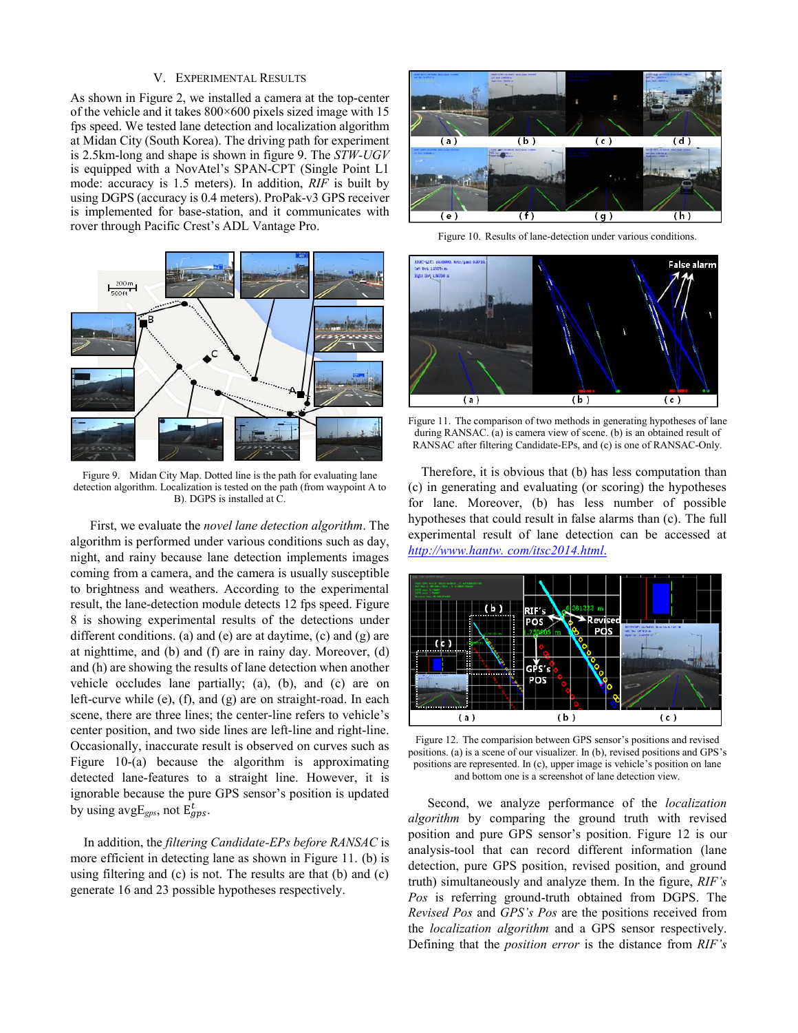## V. Experimental Results

As shown in Figure 2, we installed a camera at the top-center of the vehicle and it takes 800×600 pixels sized image with 15 fps speed. We tested lane detection and localization algorithm at Midan City (South Korea). The driving path for experiment is 2.5km-long and shape is shown in figure 9. The *STW-UGV* is equipped with a NovAtel's SPAN-CPT (Single Point L1 mode: accuracy is 1.5 meters). In addition, *RIF* is built by using DGPS (accuracy is 0.4 meters). ProPak-v3 GPS receiver is implemented for base-station, and it communicates with rover through Pacific Crest's ADL Vantage Pro.

Figure 9. Midan City Map. Dotted line is the path for evaluating lane detection algorithm. Localization is tested on the path (from waypoint A to B). DGPS is installed at C.

First, we evaluate the *novel lane detection algorithm*. The algorithm is performed under various conditions such as day, night, and rainy because lane detection implements images coming from a camera, and the camera is usually susceptible to brightness and weathers. According to the experimental result, the lane-detection module detects 12 fps speed. Figure 8 is showing experimental results of the detections under different conditions. (a) and (e) are at daytime, (c) and (g) are at nighttime, and (b) and (f) are in rainy day. Moreover, (d) and (h) are showing the results of lane detection when another vehicle occludes lane partially; (a), (b), and (c) are on left-curve while (e), (f), and (g) are on straight-road. In each scene, there are three lines; the center-line refers to vehicle's center position, and two side lines are left-line and right-line. Occasionally, inaccurate result is observed on curves such as Figure 10-(a) because the algorithm is approximating detected lane-features to a straight line. However, it is ignorable because the pure GPS sensor's position is updated by using avg$E_{gps}$, not $E^{t}_{gps}$.

In addition, the *filtering Candidate-EPs before RANSAC* is more efficient in detecting lane as shown in Figure 11. (b) is using filtering and (c) is not. The results are that (b) and (c) generate 16 and 23 possible hypotheses respectively.

Figure 10. Results of lane-detection under various conditions.

Figure 11. The comparison of two methods in generating hypotheses of lane during RANSAC. (a) is camera view of scene. (b) is an obtained result of RANSAC after filtering Candidate-EPs, and (c) is one of RANSAC-Only.

Therefore, it is obvious that (b) has less computation than (c) in generating and evaluating (or scoring) the hypotheses for lane. Moreover, (b) has less number of possible hypotheses that could result in false alarms than (c). The full experimental result of lane detection can be accessed at http://www.hantw. com/itsc2014.html.

Figure 12. The comparision between GPS sensor's positions and revised positions. (a) is a scene of our visualizer. In (b), revised positions and GPS's positions are represented. In (c), upper image is vehicle's position on lane and bottom one is a screenshot of lane detection view.

Second, we analyze performance of the *localization algorithm* by comparing the ground truth with revised position and pure GPS sensor's position. Figure 12 is our analysis-tool that can record different information (lane detection, pure GPS position, revised position, and ground truth) simultaneously and analyze them. In the figure, *RIF's Pos* is referring ground-truth obtained from DGPS. The *Revised Pos* and *GPS's Pos* are the positions received from the *localization algorithm* and a GPS sensor respectively. Defining that the *position error* is the distance from *RIF's*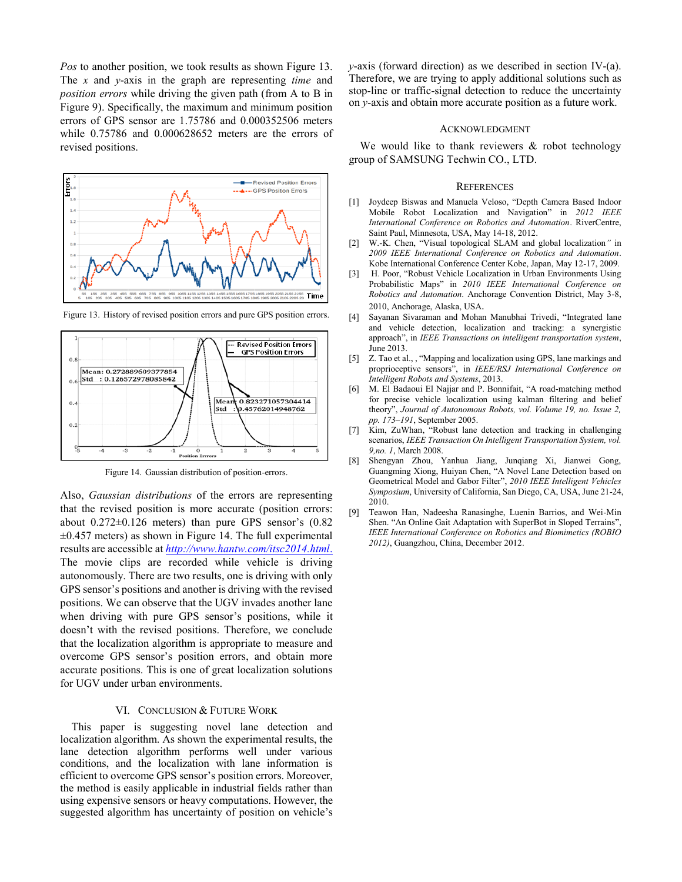*Pos* to another position, we took results as shown Figure 13. The *x* and *y*-axis in the graph are representing *time* and *position errors* while driving the given path (from A to B in Figure 9). Specifically, the maximum and minimum position errors of GPS sensor are 1.75786 and 0.000352506 meters while 0.75786 and 0.000628652 meters are the errors of revised positions.

Errors
Revised Position Errors
GPS Position Errors
Time

Figure 13. History of revised position errors and pure GPS position errors.

Revised Position Errors
GPS Position Errors
Mean: 0.272889609377854
Std : 0.126572978085842
Mean: 0.823271057304414
Std : 0.45762014948762
Position Errors

Figure 14. Gaussian distribution of position-errors.

Also, *Gaussian distributions* of the errors are representing that the revised position is more accurate (position errors: about 0.272±0.126 meters) than pure GPS sensor's (0.82 ±0.457 meters) as shown in Figure 14. The full experimental results are accessible at http://www.hantw.com/itsc2014.html. The movie clips are recorded while vehicle is driving autonomously. There are two results, one is driving with only GPS sensor's positions and another is driving with the revised positions. We can observe that the UGV invades another lane when driving with pure GPS sensor's positions, while it doesn't with the revised positions. Therefore, we conclude that the localization algorithm is appropriate to measure and overcome GPS sensor's position errors, and obtain more accurate positions. This is one of great localization solutions for UGV under urban environments.

## VI. Conclusion & Future Work

This paper is suggesting novel lane detection and localization algorithm. As shown the experimental results, the lane detection algorithm performs well under various conditions, and the localization with lane information is efficient to overcome GPS sensor's position errors. Moreover, the method is easily applicable in industrial fields rather than using expensive sensors or heavy computations. However, the suggested algorithm has uncertainty of position on vehicle's *y*-axis (forward direction) as we described in section IV-(a). Therefore, we are trying to apply additional solutions such as stop-line or traffic-signal detection to reduce the uncertainty on *y*-axis and obtain more accurate position as a future work.

## Acknowledgment

We would like to thank reviewers & robot technology group of SAMSUNG Techwin CO., LTD.

## References

[1] Joydeep Biswas and Manuela Veloso, "Depth Camera Based Indoor Mobile Robot Localization and Navigation" in *2012 IEEE International Conference on Robotics and Automation*. RiverCentre, Saint Paul, Minnesota, USA, May 14-18, 2012.

[2] W.-K. Chen, "Visual topological SLAM and global localization" in *2009 IEEE International Conference on Robotics and Automation*. Kobe International Conference Center Kobe, Japan, May 12-17, 2009.

[3] H. Poor, "Robust Vehicle Localization in Urban Environments Using Probabilistic Maps" in *2010 IEEE International Conference on Robotics and Automation*. Anchorage Convention District, May 3-8, 2010, Anchorage, Alaska, USA.

[4] Sayanan Sivaraman and Mohan Manubhai Trivedi, "Integrated lane and vehicle detection, localization and tracking: a synergistic approach", in *IEEE Transactions on intelligent transportation system*, June 2013.

[5] Z. Tao et al., , "Mapping and localization using GPS, lane markings and proprioceptive sensors", in *IEEE/RSJ International Conference on Intelligent Robots and Systems*, 2013.

[6] M. El Badaoui El Najjar and P. Bonnifait, "A road-matching method for precise vehicle localization using kalman filtering and belief theory", *Journal of Autonomous Robots, vol. Volume 19, no. Issue 2, pp. 173–191*, September 2005.

[7] Kim, ZuWhan, "Robust lane detection and tracking in challenging scenarios, *IEEE Transaction On Intelligent Transportation System, vol. 9,no. 1*, March 2008.

[8] Shengyan Zhou, Yanhua Jiang, Junqiang Xi, Jianwei Gong, Guangming Xiong, Huiyan Chen, "A Novel Lane Detection based on Geometrical Model and Gabor Filter", *2010 IEEE Intelligent Vehicles Symposium*, University of California, San Diego, CA, USA, June 21-24, 2010.

[9] Teawon Han, Nadeesha Ranasinghe, Luenin Barrios, and Wei-Min Shen. "An Online Gait Adaptation with SuperBot in Sloped Terrains", *IEEE International Conference on Robotics and Biomimetics (ROBIO 2012)*, Guangzhou, China, December 2012.